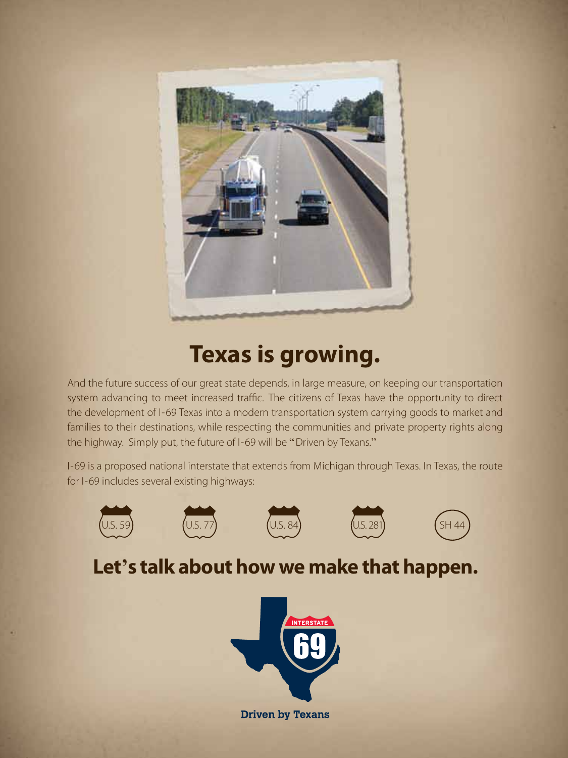# Texas is growing.

And the future success of our great state depends, in large measure, on keeping our transportation system advancing to meet increased traffic. The citizens of Texas have the opportunity to direct the development of I-69 Texas into a modern transportation system carrying goods to market and families to their destinations, while respecting the communities and private property rights along the highway. Simply put, the future of I-69 will be "Driven by Texans."

I-69 is a proposed national interstate that extends from Michigan through Texas. In Texas, the route for I-69 includes several existing highways:

U.S. 59 U.S. 77 U.S. 84 U.S. 281 SH 44

## Let's talk about how we make that happen.

INTERSTATE 69

**Driven by Texans**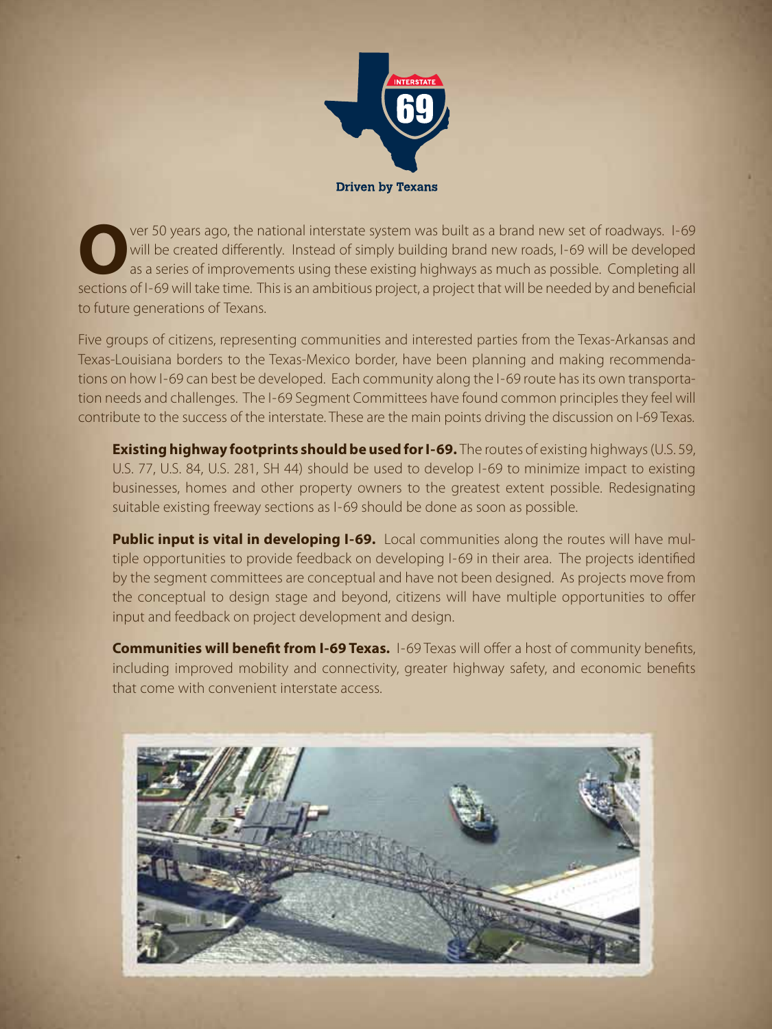Driven by Texans

Over 50 years ago, the national interstate system was built as a brand new set of roadways. I-69 will be created differently. Instead of simply building brand new roads, I-69 will be developed as a series of improvements using these existing highways as much as possible. Completing all sections of I-69 will take time. This is an ambitious project, a project that will be needed by and beneficial to future generations of Texans.

Five groups of citizens, representing communities and interested parties from the Texas-Arkansas and Texas-Louisiana borders to the Texas-Mexico border, have been planning and making recommendations on how I-69 can best be developed. Each community along the I-69 route has its own transportation needs and challenges. The I-69 Segment Committees have found common principles they feel will contribute to the success of the interstate. These are the main points driving the discussion on I-69 Texas.

**Existing highway footprints should be used for I-69.** The routes of existing highways (U.S. 59, U.S. 77, U.S. 84, U.S. 281, SH 44) should be used to develop I-69 to minimize impact to existing businesses, homes and other property owners to the greatest extent possible. Redesignating suitable existing freeway sections as I-69 should be done as soon as possible.

**Public input is vital in developing I-69.** Local communities along the routes will have multiple opportunities to provide feedback on developing I-69 in their area. The projects identified by the segment committees are conceptual and have not been designed. As projects move from the conceptual to design stage and beyond, citizens will have multiple opportunities to offer input and feedback on project development and design.

**Communities will benefit from I-69 Texas.** I-69 Texas will offer a host of community benefits, including improved mobility and connectivity, greater highway safety, and economic benefits that come with convenient interstate access.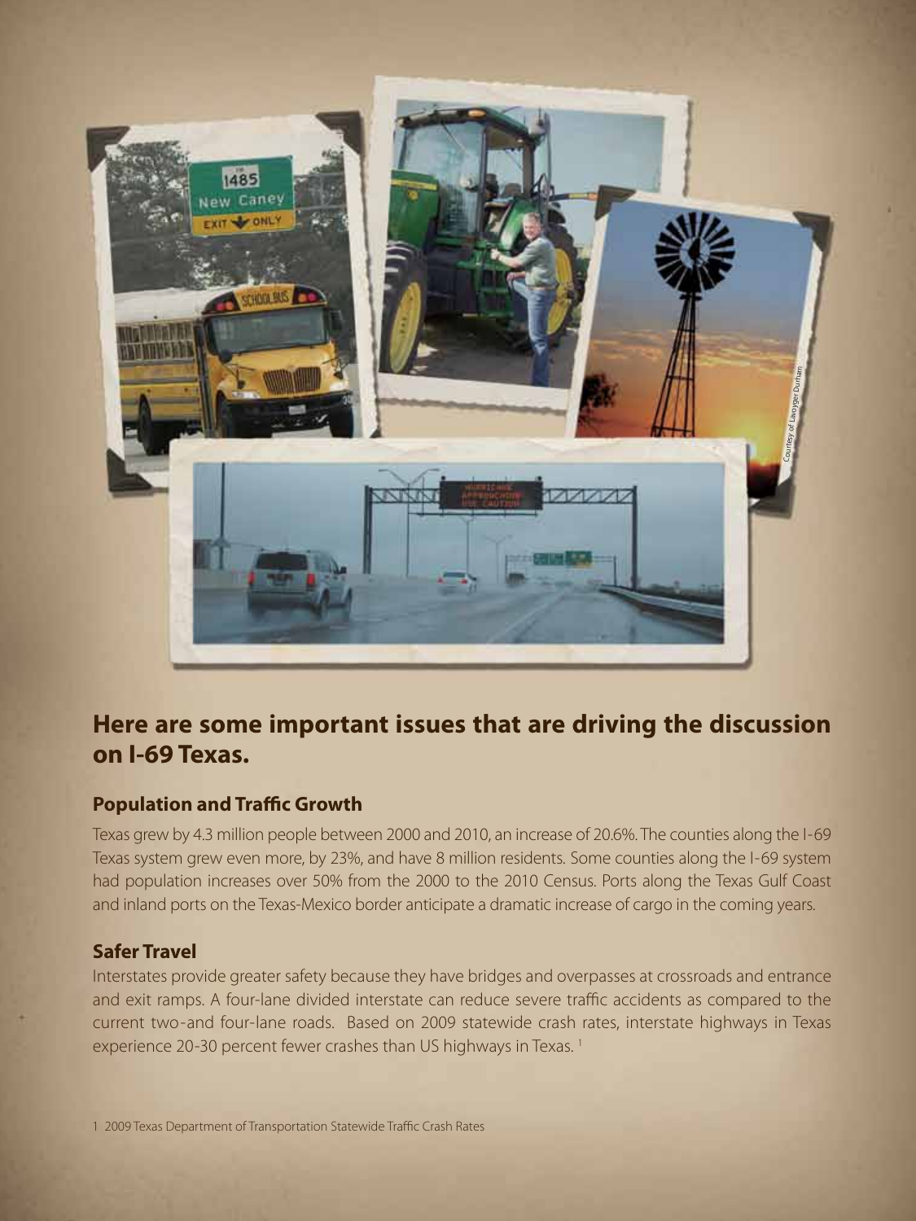## Here are some important issues that are driving the discussion on I-69 Texas.

### Population and Traffic Growth

Texas grew by 4.3 million people between 2000 and 2010, an increase of 20.6%. The counties along the I-69 Texas system grew even more, by 23%, and have 8 million residents. Some counties along the I-69 system had population increases over 50% from the 2000 to the 2010 Census. Ports along the Texas Gulf Coast and inland ports on the Texas-Mexico border anticipate a dramatic increase of cargo in the coming years.

### Safer Travel

Interstates provide greater safety because they have bridges and overpasses at crossroads and entrance and exit ramps. A four-lane divided interstate can reduce severe traffic accidents as compared to the current two-and four-lane roads. Based on 2009 statewide crash rates, interstate highways in Texas experience 20-30 percent fewer crashes than US highways in Texas. [1]

1 2009 Texas Department of Transportation Statewide Traffic Crash Rates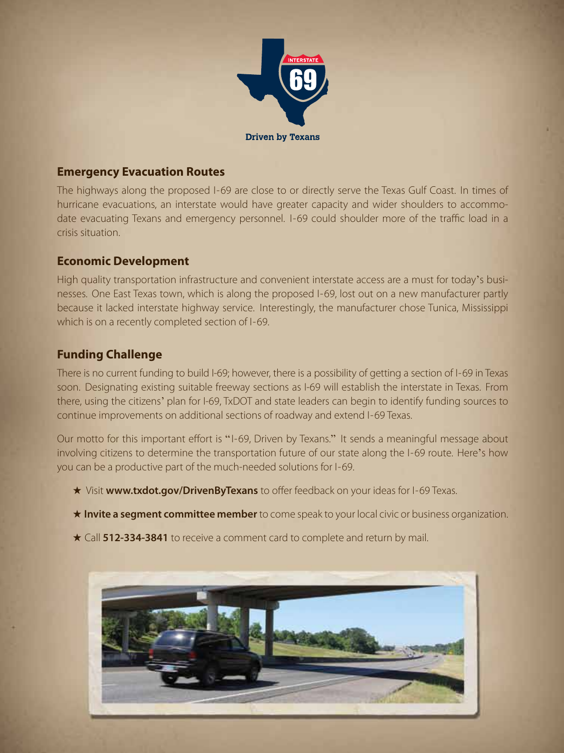Driven by Texans

## Emergency Evacuation Routes

The highways along the proposed I-69 are close to or directly serve the Texas Gulf Coast. In times of hurricane evacuations, an interstate would have greater capacity and wider shoulders to accommodate evacuating Texans and emergency personnel. I-69 could shoulder more of the traffic load in a crisis situation.

## Economic Development

High quality transportation infrastructure and convenient interstate access are a must for today's businesses. One East Texas town, which is along the proposed I-69, lost out on a new manufacturer partly because it lacked interstate highway service. Interestingly, the manufacturer chose Tunica, Mississippi which is on a recently completed section of I-69.

## Funding Challenge

There is no current funding to build I-69; however, there is a possibility of getting a section of I-69 in Texas soon. Designating existing suitable freeway sections as I-69 will establish the interstate in Texas. From there, using the citizens' plan for I-69, TxDOT and state leaders can begin to identify funding sources to continue improvements on additional sections of roadway and extend I-69 Texas.

Our motto for this important effort is "I-69, Driven by Texans." It sends a meaningful message about involving citizens to determine the transportation future of our state along the I-69 route. Here's how you can be a productive part of the much-needed solutions for I-69.

- ★ Visit **www.txdot.gov/DrivenByTexans** to offer feedback on your ideas for I-69 Texas.
- ★ **Invite a segment committee member** to come speak to your local civic or business organization.
- ★ Call **512-334-3841** to receive a comment card to complete and return by mail.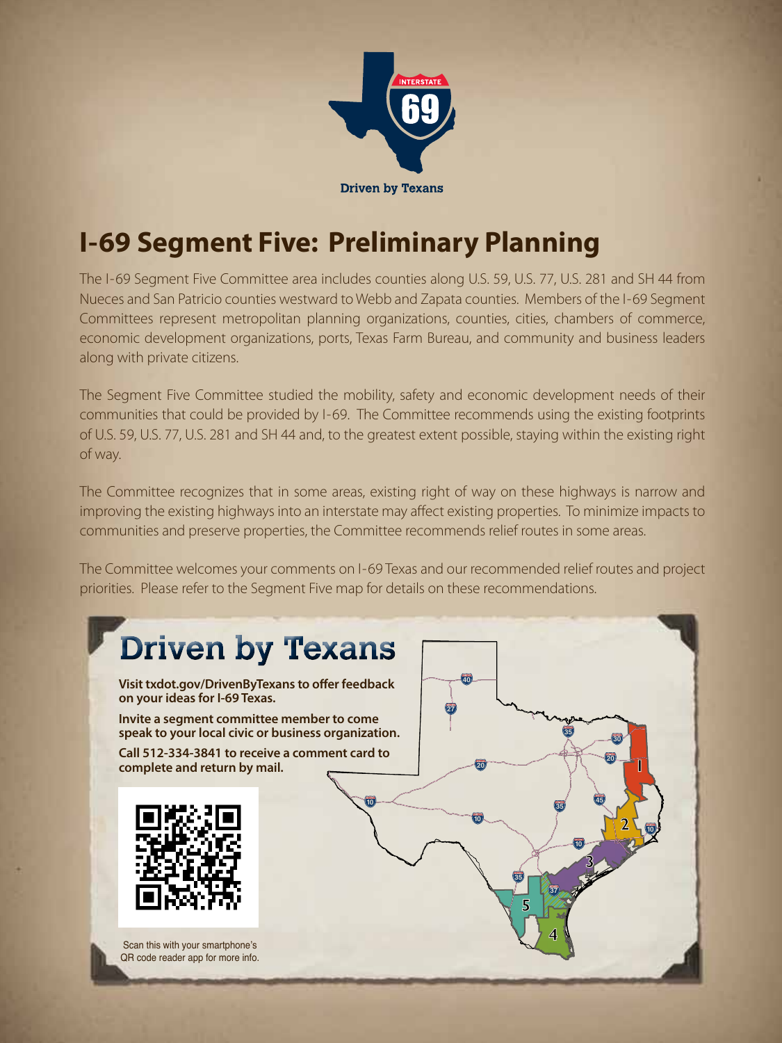Driven by Texans

# I-69 Segment Five: Preliminary Planning

The I-69 Segment Five Committee area includes counties along U.S. 59, U.S. 77, U.S. 281 and SH 44 from Nueces and San Patricio counties westward to Webb and Zapata counties. Members of the I-69 Segment Committees represent metropolitan planning organizations, counties, cities, chambers of commerce, economic development organizations, ports, Texas Farm Bureau, and community and business leaders along with private citizens.

The Segment Five Committee studied the mobility, safety and economic development needs of their communities that could be provided by I-69. The Committee recommends using the existing footprints of U.S. 59, U.S. 77, U.S. 281 and SH 44 and, to the greatest extent possible, staying within the existing right of way.

The Committee recognizes that in some areas, existing right of way on these highways is narrow and improving the existing highways into an interstate may affect existing properties. To minimize impacts to communities and preserve properties, the Committee recommends relief routes in some areas.

The Committee welcomes your comments on I-69 Texas and our recommended relief routes and project priorities. Please refer to the Segment Five map for details on these recommendations.

## Driven by Texans

**Visit txdot.gov/DrivenByTexans to offer feedback on your ideas for I-69 Texas.**

**Invite a segment committee member to come speak to your local civic or business organization.**

**Call 512-334-3841 to receive a comment card to complete and return by mail.**

Scan this with your smartphone's QR code reader app for more info.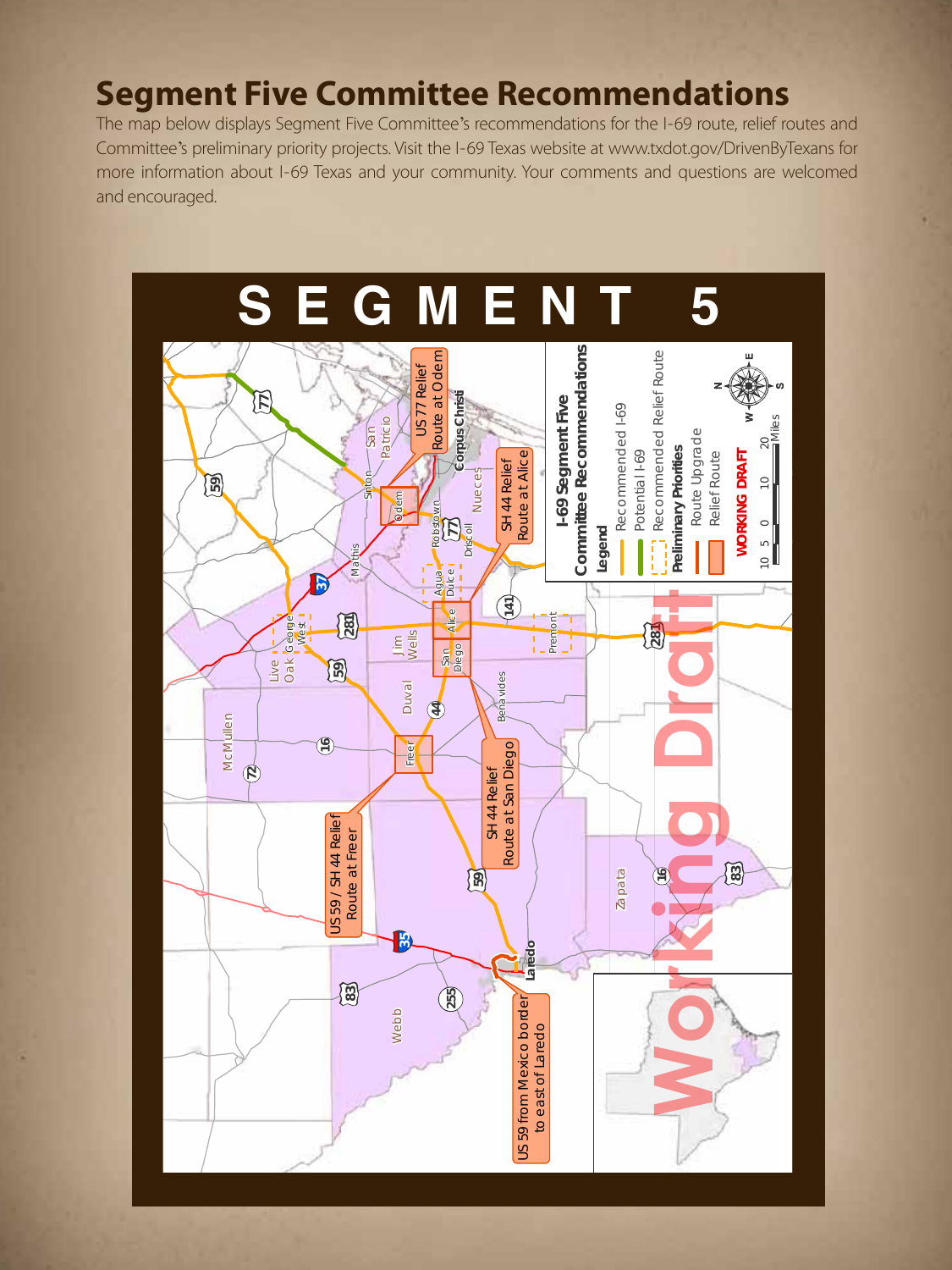# Segment Five Committee Recommendations

The map below displays Segment Five Committee's recommendations for the I-69 route, relief routes and Committee's preliminary priority projects. Visit the I-69 Texas website at www.txdot.gov/DrivenByTexans for more information about I-69 Texas and your community. Your comments and questions are welcomed and encouraged.

## SEGMENT 5

**I-69 Segment Five Committee Recommendations**

**Legend**

- Recommended I-69
- Potential I-69
- Recommended Relief Route

**Preliminary Priorities**

- Route Upgrade
- Relief Route

**WORKING DRAFT**

Working Draft

- US 77 Relief Route at Odem
- SH 44 Relief Route at Alice
- SH 44 Relief Route at San Diego
- US 59 / SH 44 Relief Route at Freer
- US 59 from Mexico border to east of Laredo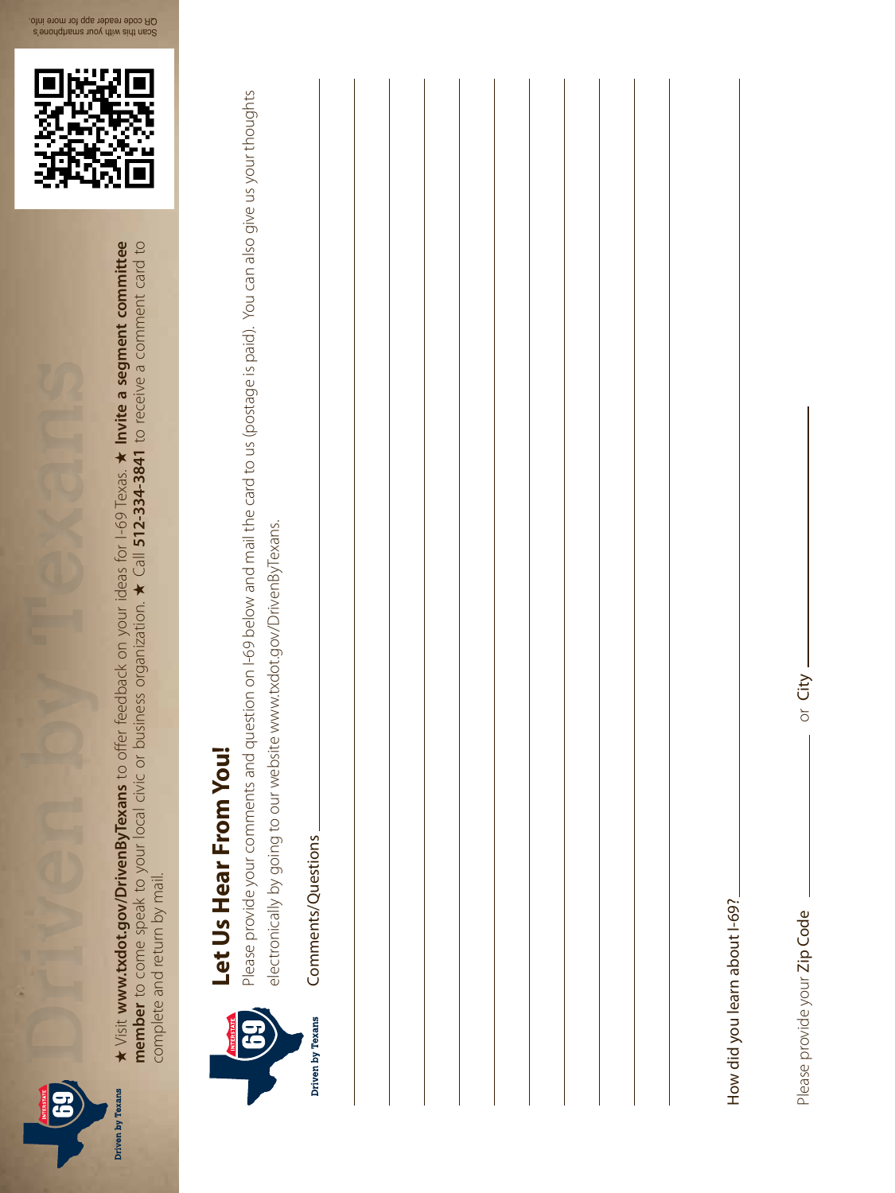★ Visit **www.txdot.gov/DrivenByTexans** to offer feedback on your ideas for I-69 Texas. ★ **Invite a segment committee member** to come speak to your local civic or business organization. ★ Call **512-334-3841** to receive a comment card to complete and return by mail.

Scan this with your smartphone's QR code reader app for more info.

## Let Us Hear From You!

Please provide your comments and question on I-69 below and mail the card to us (postage is paid). You can also give us your thoughts electronically by going to our website www.txdot.gov/DrivenByTexans.

Comments/Questions ______________________________

How did you learn about I-69? ______________________________

Please provide your Zip Code ______________ or City ______________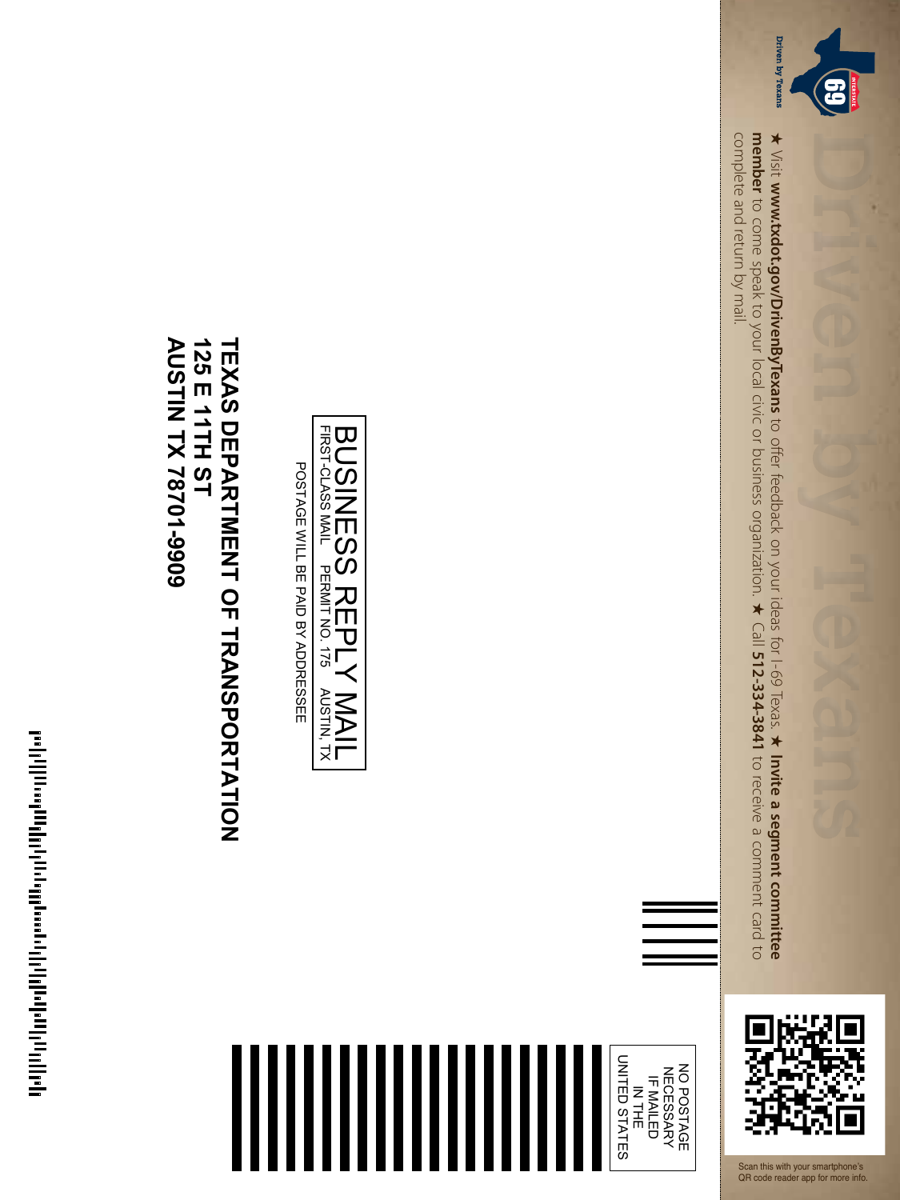# Driven by Texans

Driven by Texans

★ Visit **www.txdot.gov/DrivenByTexans** to offer feedback on your ideas for I-69 Texas. ★ Call **512-334-3841** to receive a comment card to complete and return by mail. ★ **Invite a segment committee member** to come speak to your local civic or business organization.

Scan this with your smartphone's QR code reader app for more info.

NO POSTAGE
NECESSARY
IF MAILED
IN THE
UNITED STATES

BUSINESS REPLY MAIL
FIRST-CLASS MAIL PERMIT NO. 175 AUSTIN, TX

POSTAGE WILL BE PAID BY ADDRESSEE

**TEXAS DEPARTMENT OF TRANSPORTATION**
**125 E 11TH ST**
**AUSTIN TX 78701-9909**